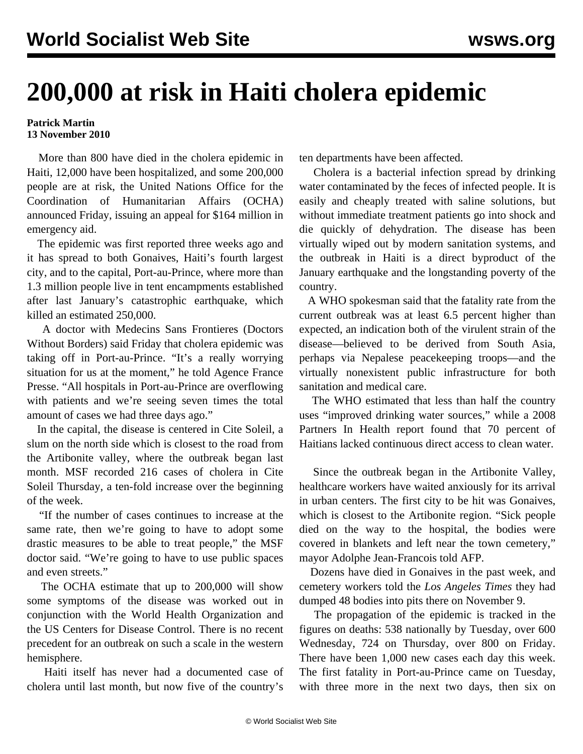# 200,000 at risk in Haiti cholera epidemic

**Patrick Martin**
**13 November 2010**

More than 800 have died in the cholera epidemic in Haiti, 12,000 have been hospitalized, and some 200,000 people are at risk, the United Nations Office for the Coordination of Humanitarian Affairs (OCHA) announced Friday, issuing an appeal for $164 million in emergency aid.

The epidemic was first reported three weeks ago and it has spread to both Gonaives, Haiti's fourth largest city, and to the capital, Port-au-Prince, where more than 1.3 million people live in tent encampments established after last January's catastrophic earthquake, which killed an estimated 250,000.

A doctor with Medecins Sans Frontieres (Doctors Without Borders) said Friday that cholera epidemic was taking off in Port-au-Prince. "It's a really worrying situation for us at the moment," he told Agence France Presse. "All hospitals in Port-au-Prince are overflowing with patients and we're seeing seven times the total amount of cases we had three days ago."

In the capital, the disease is centered in Cite Soleil, a slum on the north side which is closest to the road from the Artibonite valley, where the outbreak began last month. MSF recorded 216 cases of cholera in Cite Soleil Thursday, a ten-fold increase over the beginning of the week.

"If the number of cases continues to increase at the same rate, then we're going to have to adopt some drastic measures to be able to treat people," the MSF doctor said. "We're going to have to use public spaces and even streets."

The OCHA estimate that up to 200,000 will show some symptoms of the disease was worked out in conjunction with the World Health Organization and the US Centers for Disease Control. There is no recent precedent for an outbreak on such a scale in the western hemisphere.

Haiti itself has never had a documented case of cholera until last month, but now five of the country's ten departments have been affected.

Cholera is a bacterial infection spread by drinking water contaminated by the feces of infected people. It is easily and cheaply treated with saline solutions, but without immediate treatment patients go into shock and die quickly of dehydration. The disease has been virtually wiped out by modern sanitation systems, and the outbreak in Haiti is a direct byproduct of the January earthquake and the longstanding poverty of the country.

A WHO spokesman said that the fatality rate from the current outbreak was at least 6.5 percent higher than expected, an indication both of the virulent strain of the disease—believed to be derived from South Asia, perhaps via Nepalese peacekeeping troops—and the virtually nonexistent public infrastructure for both sanitation and medical care.

The WHO estimated that less than half the country uses "improved drinking water sources," while a 2008 Partners In Health report found that 70 percent of Haitians lacked continuous direct access to clean water.

Since the outbreak began in the Artibonite Valley, healthcare workers have waited anxiously for its arrival in urban centers. The first city to be hit was Gonaives, which is closest to the Artibonite region. "Sick people died on the way to the hospital, the bodies were covered in blankets and left near the town cemetery," mayor Adolphe Jean-Francois told AFP.

Dozens have died in Gonaives in the past week, and cemetery workers told the *Los Angeles Times* they had dumped 48 bodies into pits there on November 9.

The propagation of the epidemic is tracked in the figures on deaths: 538 nationally by Tuesday, over 600 Wednesday, 724 on Thursday, over 800 on Friday. There have been 1,000 new cases each day this week. The first fatality in Port-au-Prince came on Tuesday, with three more in the next two days, then six on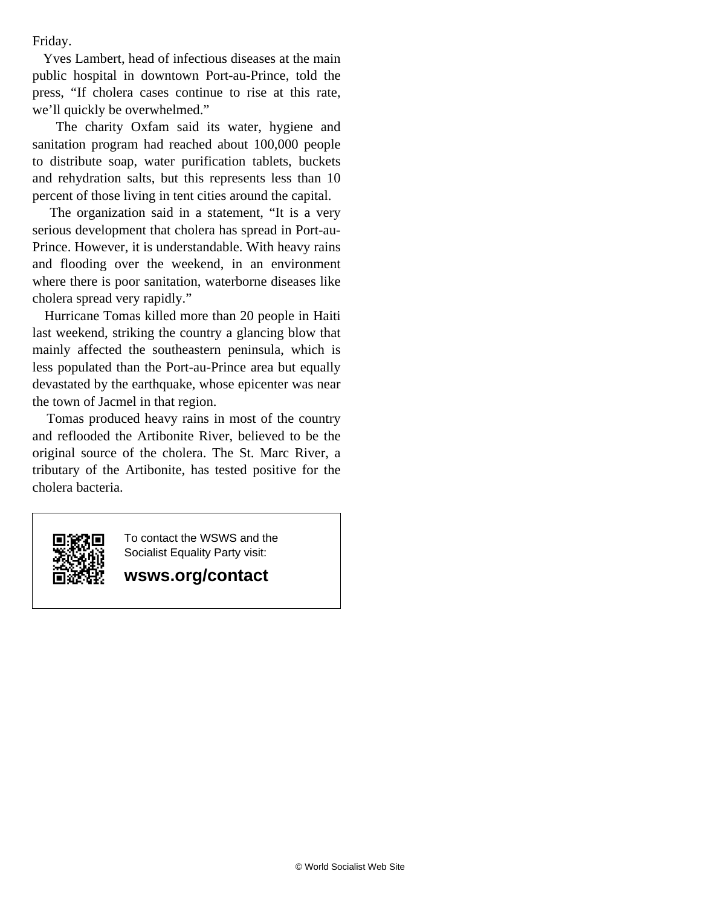Friday.

Yves Lambert, head of infectious diseases at the main public hospital in downtown Port-au-Prince, told the press, “If cholera cases continue to rise at this rate, we’ll quickly be overwhelmed.”

The charity Oxfam said its water, hygiene and sanitation program had reached about 100,000 people to distribute soap, water purification tablets, buckets and rehydration salts, but this represents less than 10 percent of those living in tent cities around the capital.

The organization said in a statement, “It is a very serious development that cholera has spread in Port-au-Prince. However, it is understandable. With heavy rains and flooding over the weekend, in an environment where there is poor sanitation, waterborne diseases like cholera spread very rapidly.”

Hurricane Tomas killed more than 20 people in Haiti last weekend, striking the country a glancing blow that mainly affected the southeastern peninsula, which is less populated than the Port-au-Prince area but equally devastated by the earthquake, whose epicenter was near the town of Jacmel in that region.

Tomas produced heavy rains in most of the country and reflooded the Artibonite River, believed to be the original source of the cholera. The St. Marc River, a tributary of the Artibonite, has tested positive for the cholera bacteria.

To contact the WSWS and the Socialist Equality Party visit:

**wsws.org/contact**